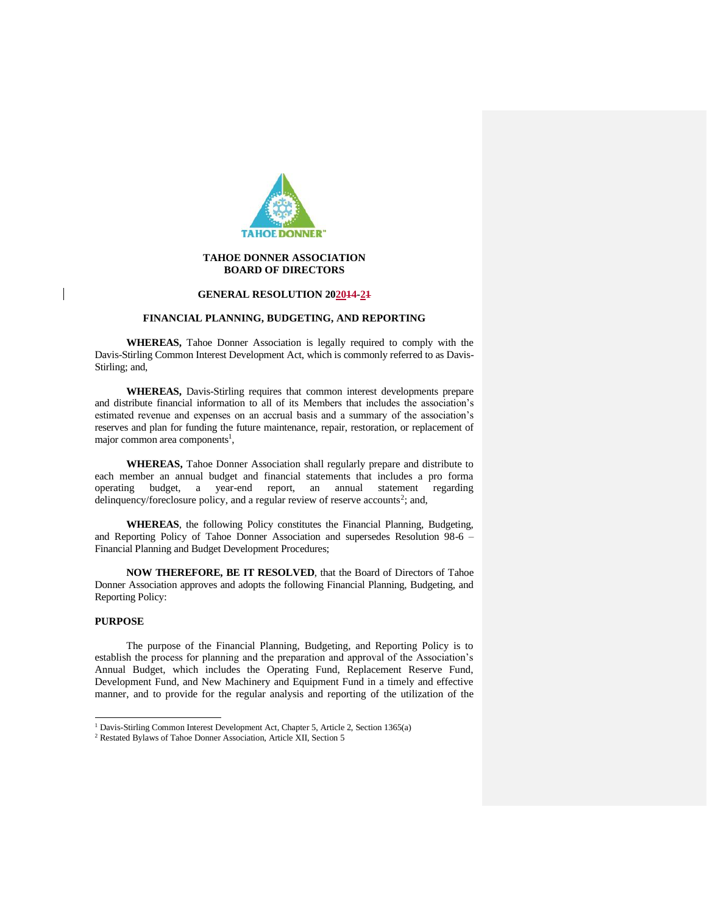**TAHOE DONNER ASSOCIATION**
**BOARD OF DIRECTORS**

**GENERAL RESOLUTION 202014-21**

**FINANCIAL PLANNING, BUDGETING, AND REPORTING**

**WHEREAS,** Tahoe Donner Association is legally required to comply with the Davis-Stirling Common Interest Development Act, which is commonly referred to as Davis-Stirling; and,

**WHEREAS,** Davis-Stirling requires that common interest developments prepare and distribute financial information to all of its Members that includes the association's estimated revenue and expenses on an accrual basis and a summary of the association's reserves and plan for funding the future maintenance, repair, restoration, or replacement of major common area components[1],

**WHEREAS,** Tahoe Donner Association shall regularly prepare and distribute to each member an annual budget and financial statements that includes a pro forma operating budget, a year-end report, an annual statement regarding delinquency/foreclosure policy, and a regular review of reserve accounts[2]; and,

**WHEREAS**, the following Policy constitutes the Financial Planning, Budgeting, and Reporting Policy of Tahoe Donner Association and supersedes Resolution 98-6 – Financial Planning and Budget Development Procedures;

**NOW THEREFORE, BE IT RESOLVED**, that the Board of Directors of Tahoe Donner Association approves and adopts the following Financial Planning, Budgeting, and Reporting Policy:

**PURPOSE**

The purpose of the Financial Planning, Budgeting, and Reporting Policy is to establish the process for planning and the preparation and approval of the Association's Annual Budget, which includes the Operating Fund, Replacement Reserve Fund, Development Fund, and New Machinery and Equipment Fund in a timely and effective manner, and to provide for the regular analysis and reporting of the utilization of the

[1] Davis-Stirling Common Interest Development Act, Chapter 5, Article 2, Section 1365(a)

[2] Restated Bylaws of Tahoe Donner Association, Article XII, Section 5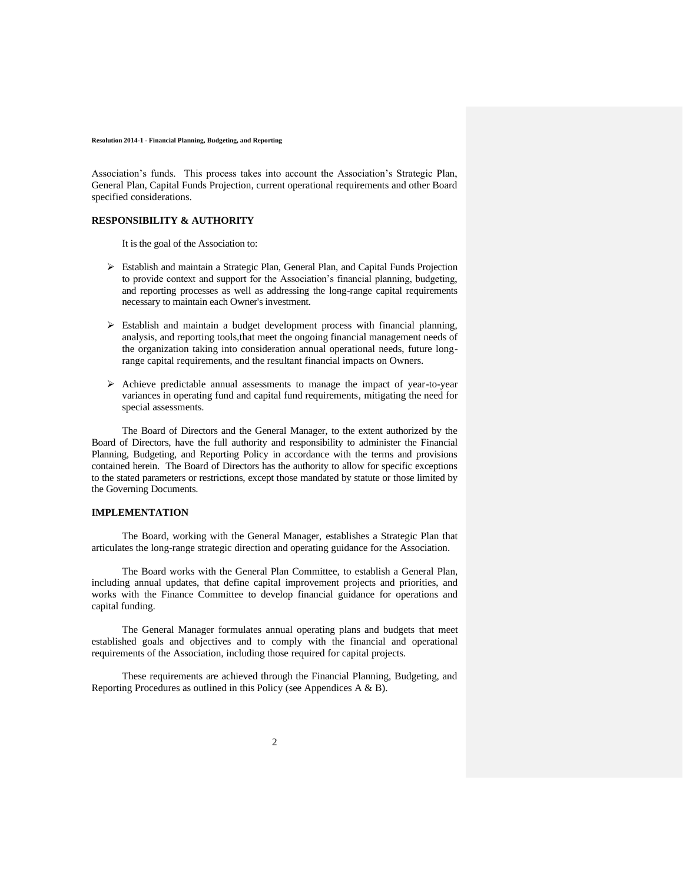Association's funds. This process takes into account the Association's Strategic Plan, General Plan, Capital Funds Projection, current operational requirements and other Board specified considerations.

## RESPONSIBILITY & AUTHORITY

It is the goal of the Association to:

- Establish and maintain a Strategic Plan, General Plan, and Capital Funds Projection to provide context and support for the Association's financial planning, budgeting, and reporting processes as well as addressing the long-range capital requirements necessary to maintain each Owner's investment.
- Establish and maintain a budget development process with financial planning, analysis, and reporting tools,that meet the ongoing financial management needs of the organization taking into consideration annual operational needs, future long-range capital requirements, and the resultant financial impacts on Owners.
- Achieve predictable annual assessments to manage the impact of year-to-year variances in operating fund and capital fund requirements, mitigating the need for special assessments.

The Board of Directors and the General Manager, to the extent authorized by the Board of Directors, have the full authority and responsibility to administer the Financial Planning, Budgeting, and Reporting Policy in accordance with the terms and provisions contained herein. The Board of Directors has the authority to allow for specific exceptions to the stated parameters or restrictions, except those mandated by statute or those limited by the Governing Documents.

## IMPLEMENTATION

The Board, working with the General Manager, establishes a Strategic Plan that articulates the long-range strategic direction and operating guidance for the Association.

The Board works with the General Plan Committee, to establish a General Plan, including annual updates, that define capital improvement projects and priorities, and works with the Finance Committee to develop financial guidance for operations and capital funding.

The General Manager formulates annual operating plans and budgets that meet established goals and objectives and to comply with the financial and operational requirements of the Association, including those required for capital projects.

These requirements are achieved through the Financial Planning, Budgeting, and Reporting Procedures as outlined in this Policy (see Appendices A & B).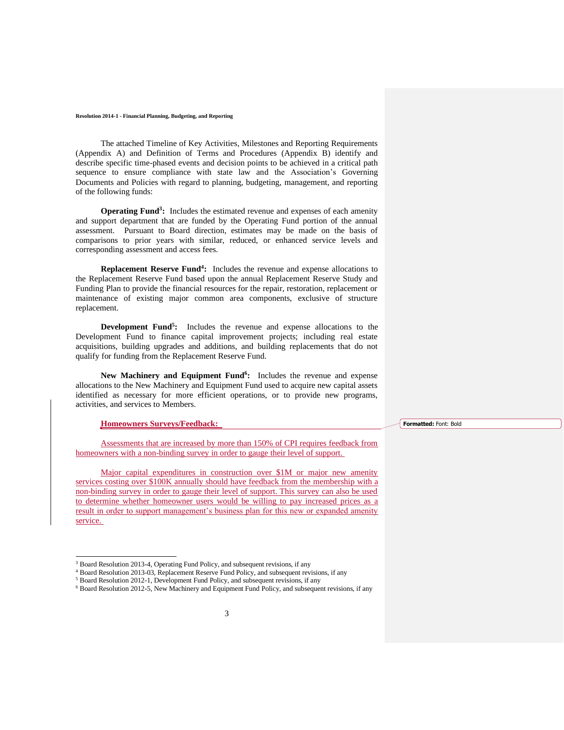The attached Timeline of Key Activities, Milestones and Reporting Requirements (Appendix A) and Definition of Terms and Procedures (Appendix B) identify and describe specific time-phased events and decision points to be achieved in a critical path sequence to ensure compliance with state law and the Association's Governing Documents and Policies with regard to planning, budgeting, management, and reporting of the following funds:

**Operating Fund[3]:** Includes the estimated revenue and expenses of each amenity and support department that are funded by the Operating Fund portion of the annual assessment. Pursuant to Board direction, estimates may be made on the basis of comparisons to prior years with similar, reduced, or enhanced service levels and corresponding assessment and access fees.

**Replacement Reserve Fund[4]:** Includes the revenue and expense allocations to the Replacement Reserve Fund based upon the annual Replacement Reserve Study and Funding Plan to provide the financial resources for the repair, restoration, replacement or maintenance of existing major common area components, exclusive of structure replacement.

**Development Fund[5]:** Includes the revenue and expense allocations to the Development Fund to finance capital improvement projects; including real estate acquisitions, building upgrades and additions, and building replacements that do not qualify for funding from the Replacement Reserve Fund.

**New Machinery and Equipment Fund[6]:** Includes the revenue and expense allocations to the New Machinery and Equipment Fund used to acquire new capital assets identified as necessary for more efficient operations, or to provide new programs, activities, and services to Members.

**Homeowners Surveys/Feedback:**

Assessments that are increased by more than 150% of CPI requires feedback from homeowners with a non-binding survey in order to gauge their level of support.

Major capital expenditures in construction over $1M or major new amenity services costing over $100K annually should have feedback from the membership with a non-binding survey in order to gauge their level of support. This survey can also be used to determine whether homeowner users would be willing to pay increased prices as a result in order to support management's business plan for this new or expanded amenity service.

[3] Board Resolution 2013-4, Operating Fund Policy, and subsequent revisions, if any
[4] Board Resolution 2013-03, Replacement Reserve Fund Policy, and subsequent revisions, if any
[5] Board Resolution 2012-1, Development Fund Policy, and subsequent revisions, if any
[6] Board Resolution 2012-5, New Machinery and Equipment Fund Policy, and subsequent revisions, if any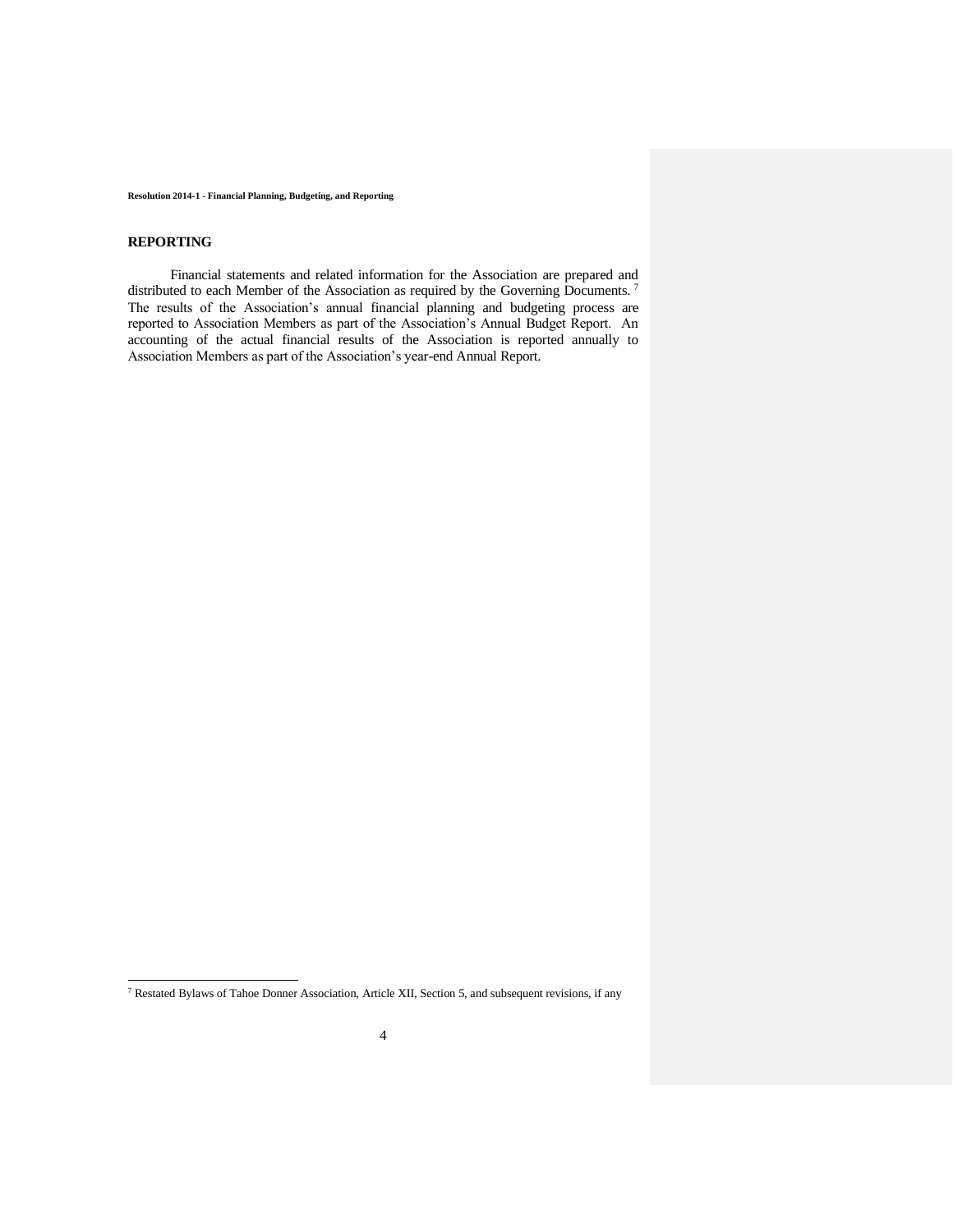## REPORTING

Financial statements and related information for the Association are prepared and distributed to each Member of the Association as required by the Governing Documents.[7] The results of the Association's annual financial planning and budgeting process are reported to Association Members as part of the Association's Annual Budget Report. An accounting of the actual financial results of the Association is reported annually to Association Members as part of the Association's year-end Annual Report.

[7] Restated Bylaws of Tahoe Donner Association, Article XII, Section 5, and subsequent revisions, if any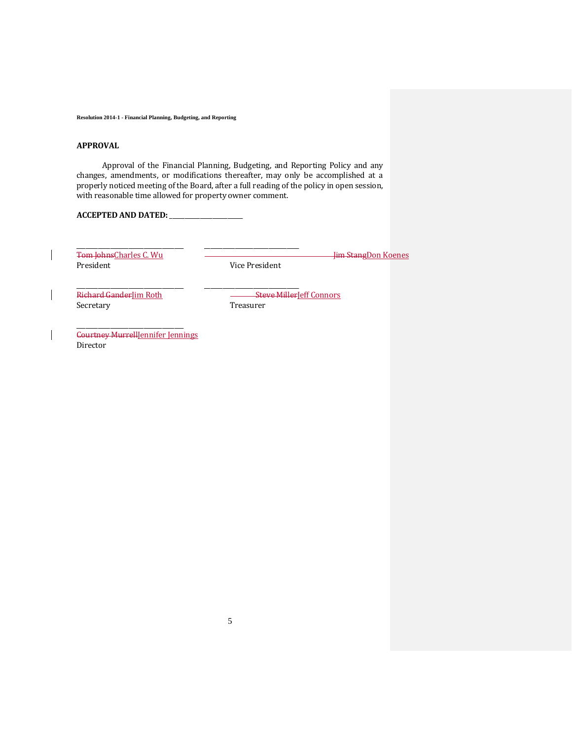## APPROVAL

Approval of the Financial Planning, Budgeting, and Reporting Policy and any changes, amendments, or modifications thereafter, may only be accomplished at a properly noticed meeting of the Board, after a full reading of the policy in open session, with reasonable time allowed for property owner comment.

**ACCEPTED AND DATED:** \_\_\_\_\_\_\_\_\_\_\_\_\_\_\_\_\_\_\_\_

\_\_\_\_\_\_\_\_\_\_\_\_\_\_\_\_\_\_\_\_\_\_\_\_\_\_\_\_

~~Tom Johns~~Charles C. Wu
President

\_\_\_\_\_\_\_\_\_\_\_\_\_\_\_\_\_\_\_\_\_\_\_\_\_\_\_\_

~~Jim Stang~~Don Koenes
Vice President

\_\_\_\_\_\_\_\_\_\_\_\_\_\_\_\_\_\_\_\_\_\_\_\_\_\_\_\_

~~Richard Gander~~Jim Roth
Secretary

\_\_\_\_\_\_\_\_\_\_\_\_\_\_\_\_\_\_\_\_\_\_\_\_\_\_\_\_

~~Steve Miller~~Jeff Connors
Treasurer

\_\_\_\_\_\_\_\_\_\_\_\_\_\_\_\_\_\_\_\_\_\_\_\_\_\_\_\_

~~Courtney Murrell~~Jennifer Jennings
Director